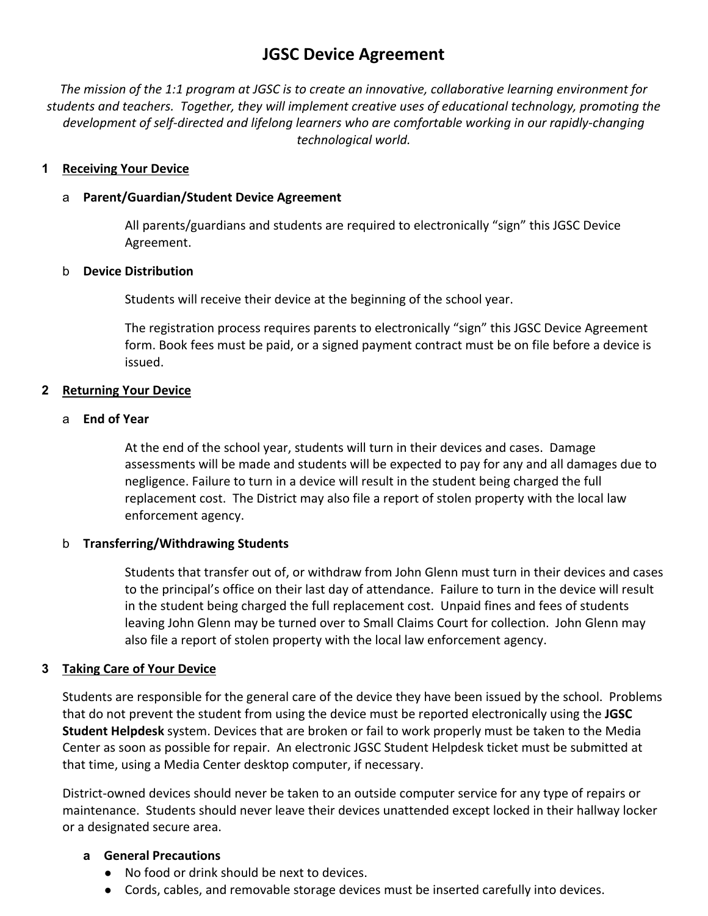# JGSC Device Agreement

*The mission of the 1:1 program at JGSC is to create an innovative, collaborative learning environment for students and teachers. Together, they will implement creative uses of educational technology, promoting the development of self-directed and lifelong learners who are comfortable working in our rapidly-changing technological world.*

## 1 Receiving Your Device

### a Parent/Guardian/Student Device Agreement

All parents/guardians and students are required to electronically "sign" this JGSC Device Agreement.

### b Device Distribution

Students will receive their device at the beginning of the school year.

The registration process requires parents to electronically "sign" this JGSC Device Agreement form. Book fees must be paid, or a signed payment contract must be on file before a device is issued.

## 2 Returning Your Device

### a End of Year

At the end of the school year, students will turn in their devices and cases. Damage assessments will be made and students will be expected to pay for any and all damages due to negligence. Failure to turn in a device will result in the student being charged the full replacement cost. The District may also file a report of stolen property with the local law enforcement agency.

### b Transferring/Withdrawing Students

Students that transfer out of, or withdraw from John Glenn must turn in their devices and cases to the principal's office on their last day of attendance. Failure to turn in the device will result in the student being charged the full replacement cost. Unpaid fines and fees of students leaving John Glenn may be turned over to Small Claims Court for collection. John Glenn may also file a report of stolen property with the local law enforcement agency.

## 3 Taking Care of Your Device

Students are responsible for the general care of the device they have been issued by the school. Problems that do not prevent the student from using the device must be reported electronically using the **JGSC Student Helpdesk** system. Devices that are broken or fail to work properly must be taken to the Media Center as soon as possible for repair. An electronic JGSC Student Helpdesk ticket must be submitted at that time, using a Media Center desktop computer, if necessary.

District-owned devices should never be taken to an outside computer service for any type of repairs or maintenance. Students should never leave their devices unattended except locked in their hallway locker or a designated secure area.

### a General Precautions

- No food or drink should be next to devices.
- Cords, cables, and removable storage devices must be inserted carefully into devices.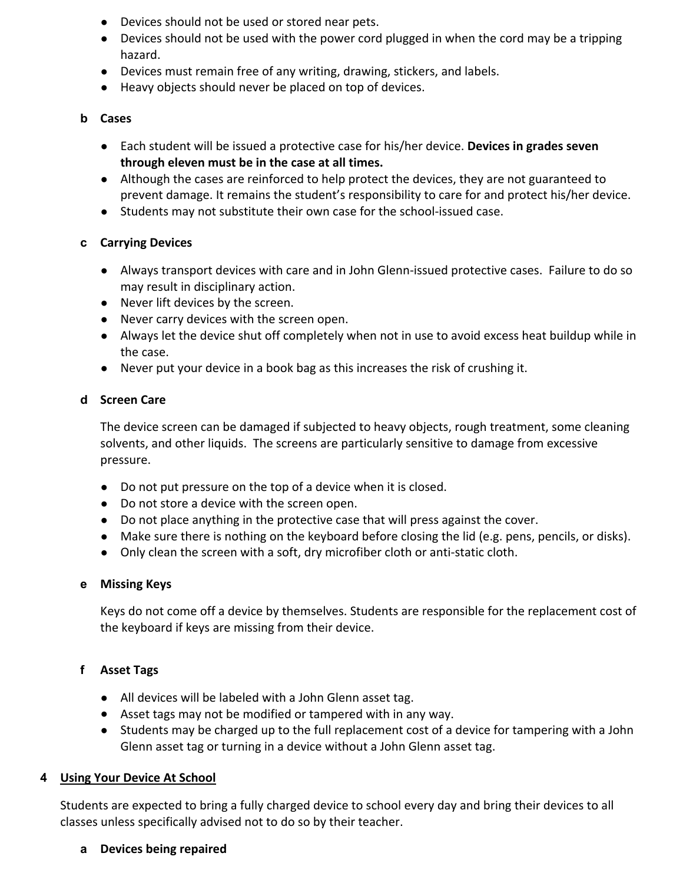- Devices should not be used or stored near pets.
- Devices should not be used with the power cord plugged in when the cord may be a tripping hazard.
- Devices must remain free of any writing, drawing, stickers, and labels.
- Heavy objects should never be placed on top of devices.

### b Cases

- Each student will be issued a protective case for his/her device. **Devices in grades seven through eleven must be in the case at all times.**
- Although the cases are reinforced to help protect the devices, they are not guaranteed to prevent damage. It remains the student's responsibility to care for and protect his/her device.
- Students may not substitute their own case for the school-issued case.

### c Carrying Devices

- Always transport devices with care and in John Glenn-issued protective cases. Failure to do so may result in disciplinary action.
- Never lift devices by the screen.
- Never carry devices with the screen open.
- Always let the device shut off completely when not in use to avoid excess heat buildup while in the case.
- Never put your device in a book bag as this increases the risk of crushing it.

### d Screen Care

The device screen can be damaged if subjected to heavy objects, rough treatment, some cleaning solvents, and other liquids. The screens are particularly sensitive to damage from excessive pressure.

- Do not put pressure on the top of a device when it is closed.
- Do not store a device with the screen open.
- Do not place anything in the protective case that will press against the cover.
- Make sure there is nothing on the keyboard before closing the lid (e.g. pens, pencils, or disks).
- Only clean the screen with a soft, dry microfiber cloth or anti-static cloth.

### e Missing Keys

Keys do not come off a device by themselves. Students are responsible for the replacement cost of the keyboard if keys are missing from their device.

### f Asset Tags

- All devices will be labeled with a John Glenn asset tag.
- Asset tags may not be modified or tampered with in any way.
- Students may be charged up to the full replacement cost of a device for tampering with a John Glenn asset tag or turning in a device without a John Glenn asset tag.

## 4 Using Your Device At School

Students are expected to bring a fully charged device to school every day and bring their devices to all classes unless specifically advised not to do so by their teacher.

### a Devices being repaired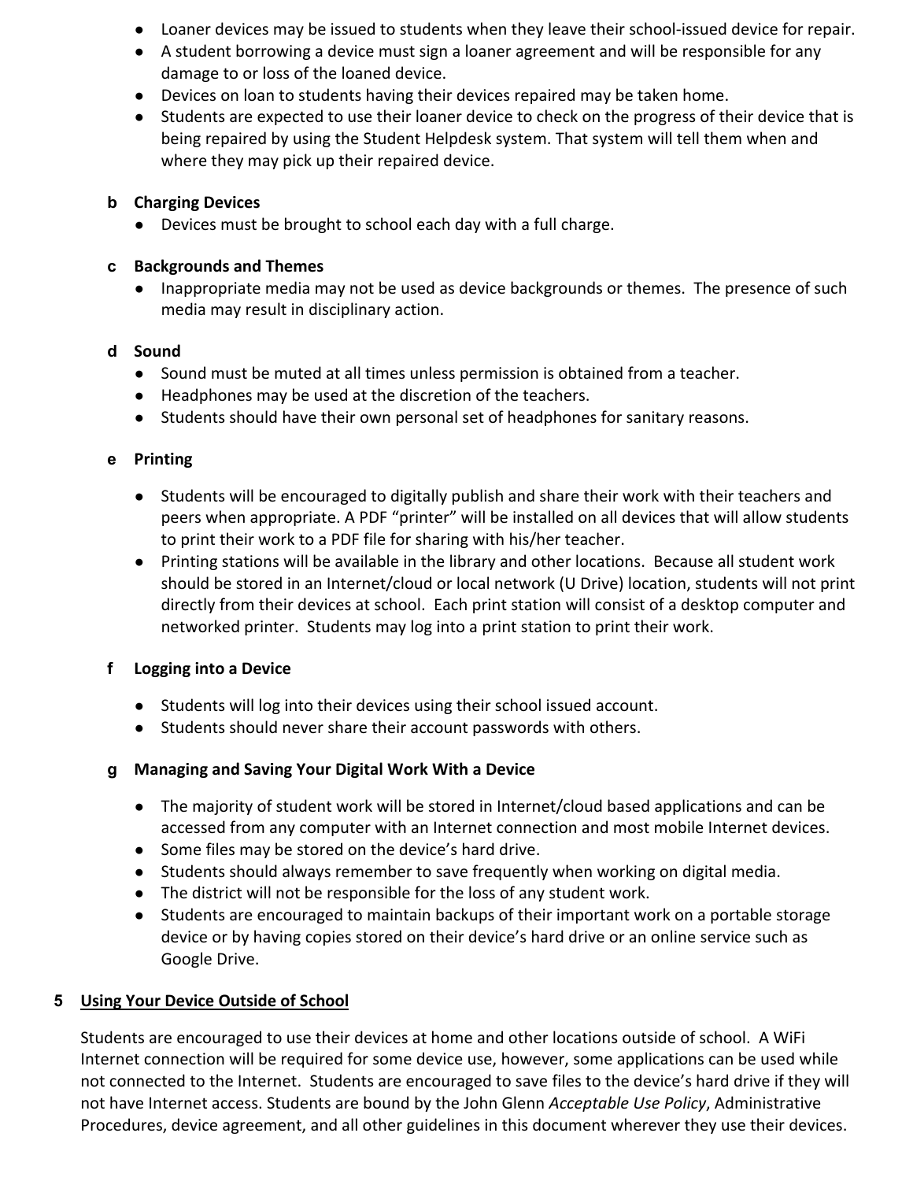- Loaner devices may be issued to students when they leave their school-issued device for repair.
- A student borrowing a device must sign a loaner agreement and will be responsible for any damage to or loss of the loaned device.
- Devices on loan to students having their devices repaired may be taken home.
- Students are expected to use their loaner device to check on the progress of their device that is being repaired by using the Student Helpdesk system. That system will tell them when and where they may pick up their repaired device.

### b Charging Devices

- Devices must be brought to school each day with a full charge.

### c Backgrounds and Themes

- Inappropriate media may not be used as device backgrounds or themes. The presence of such media may result in disciplinary action.

### d Sound

- Sound must be muted at all times unless permission is obtained from a teacher.
- Headphones may be used at the discretion of the teachers.
- Students should have their own personal set of headphones for sanitary reasons.

### e Printing

- Students will be encouraged to digitally publish and share their work with their teachers and peers when appropriate. A PDF "printer" will be installed on all devices that will allow students to print their work to a PDF file for sharing with his/her teacher.
- Printing stations will be available in the library and other locations. Because all student work should be stored in an Internet/cloud or local network (U Drive) location, students will not print directly from their devices at school. Each print station will consist of a desktop computer and networked printer. Students may log into a print station to print their work.

### f Logging into a Device

- Students will log into their devices using their school issued account.
- Students should never share their account passwords with others.

### g Managing and Saving Your Digital Work With a Device

- The majority of student work will be stored in Internet/cloud based applications and can be accessed from any computer with an Internet connection and most mobile Internet devices.
- Some files may be stored on the device's hard drive.
- Students should always remember to save frequently when working on digital media.
- The district will not be responsible for the loss of any student work.
- Students are encouraged to maintain backups of their important work on a portable storage device or by having copies stored on their device's hard drive or an online service such as Google Drive.

## 5 Using Your Device Outside of School

Students are encouraged to use their devices at home and other locations outside of school. A WiFi Internet connection will be required for some device use, however, some applications can be used while not connected to the Internet. Students are encouraged to save files to the device's hard drive if they will not have Internet access. Students are bound by the John Glenn *Acceptable Use Policy*, Administrative Procedures, device agreement, and all other guidelines in this document wherever they use their devices.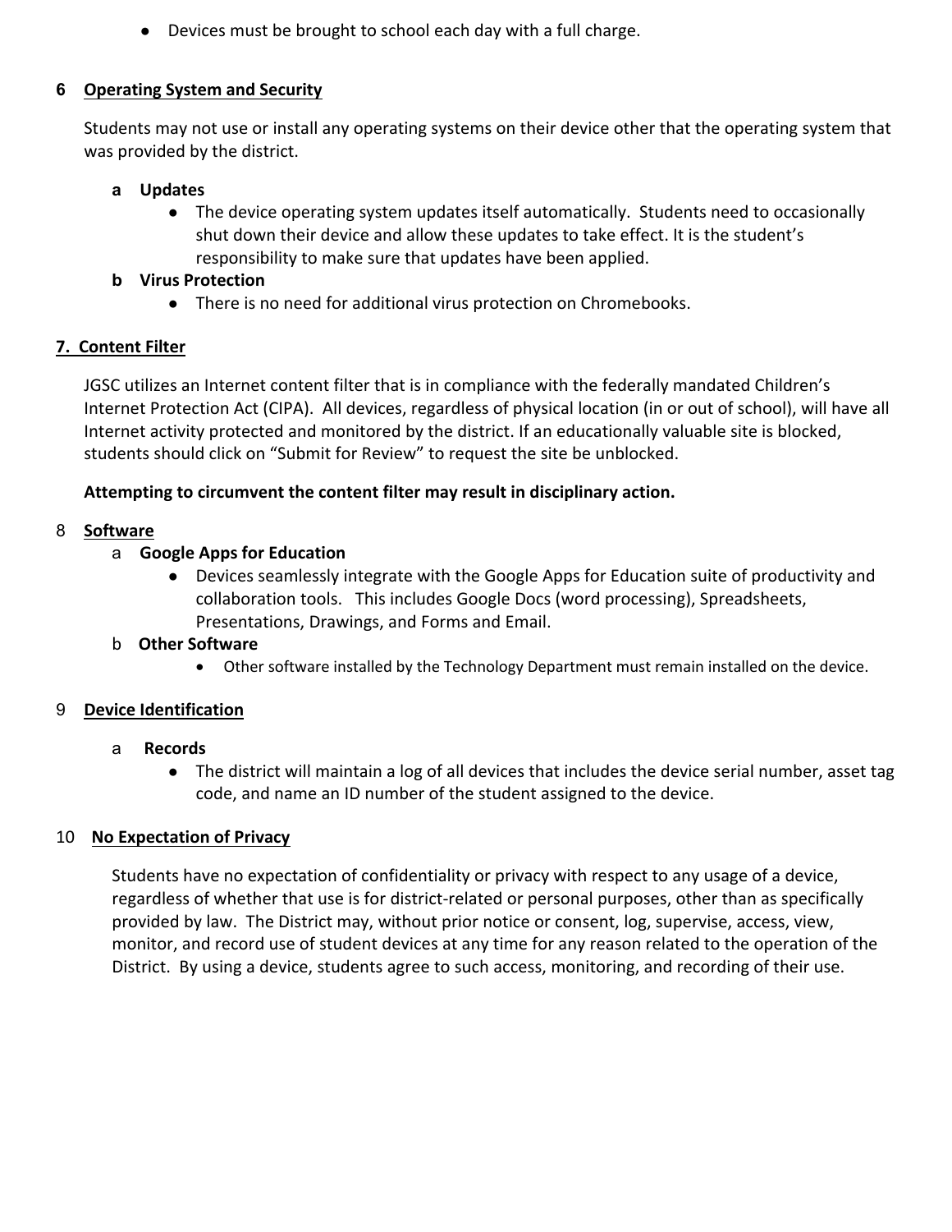- Devices must be brought to school each day with a full charge.

## 6 Operating System and Security

Students may not use or install any operating systems on their device other that the operating system that was provided by the district.

### a Updates

- The device operating system updates itself automatically. Students need to occasionally shut down their device and allow these updates to take effect. It is the student's responsibility to make sure that updates have been applied.

### b Virus Protection

- There is no need for additional virus protection on Chromebooks.

## 7. Content Filter

JGSC utilizes an Internet content filter that is in compliance with the federally mandated Children's Internet Protection Act (CIPA). All devices, regardless of physical location (in or out of school), will have all Internet activity protected and monitored by the district. If an educationally valuable site is blocked, students should click on "Submit for Review" to request the site be unblocked.

**Attempting to circumvent the content filter may result in disciplinary action.**

## 8 Software

### a Google Apps for Education

- Devices seamlessly integrate with the Google Apps for Education suite of productivity and collaboration tools. This includes Google Docs (word processing), Spreadsheets, Presentations, Drawings, and Forms and Email.

### b Other Software

- Other software installed by the Technology Department must remain installed on the device.

## 9 Device Identification

### a Records

- The district will maintain a log of all devices that includes the device serial number, asset tag code, and name an ID number of the student assigned to the device.

## 10 No Expectation of Privacy

Students have no expectation of confidentiality or privacy with respect to any usage of a device, regardless of whether that use is for district-related or personal purposes, other than as specifically provided by law. The District may, without prior notice or consent, log, supervise, access, view, monitor, and record use of student devices at any time for any reason related to the operation of the District. By using a device, students agree to such access, monitoring, and recording of their use.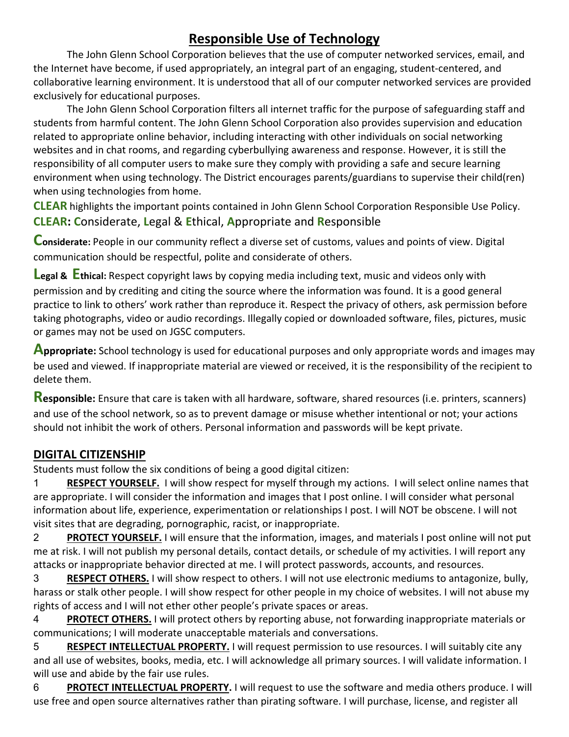# Responsible Use of Technology

The John Glenn School Corporation believes that the use of computer networked services, email, and the Internet have become, if used appropriately, an integral part of an engaging, student-centered, and collaborative learning environment. It is understood that all of our computer networked services are provided exclusively for educational purposes.

The John Glenn School Corporation filters all internet traffic for the purpose of safeguarding staff and students from harmful content. The John Glenn School Corporation also provides supervision and education related to appropriate online behavior, including interacting with other individuals on social networking websites and in chat rooms, and regarding cyberbullying awareness and response. However, it is still the responsibility of all computer users to make sure they comply with providing a safe and secure learning environment when using technology. The District encourages parents/guardians to supervise their child(ren) when using technologies from home.

**CLEAR** highlights the important points contained in John Glenn School Corporation Responsible Use Policy.

**CLEAR: C**onsiderate, **L**egal & **E**thical, **A**ppropriate and **R**esponsible

**Considerate:** People in our community reflect a diverse set of customs, values and points of view. Digital communication should be respectful, polite and considerate of others.

**Legal & Ethical:** Respect copyright laws by copying media including text, music and videos only with permission and by crediting and citing the source where the information was found. It is a good general practice to link to others' work rather than reproduce it. Respect the privacy of others, ask permission before taking photographs, video or audio recordings. Illegally copied or downloaded software, files, pictures, music or games may not be used on JGSC computers.

**Appropriate:** School technology is used for educational purposes and only appropriate words and images may be used and viewed. If inappropriate material are viewed or received, it is the responsibility of the recipient to delete them.

**Responsible:** Ensure that care is taken with all hardware, software, shared resources (i.e. printers, scanners) and use of the school network, so as to prevent damage or misuse whether intentional or not; your actions should not inhibit the work of others. Personal information and passwords will be kept private.

## DIGITAL CITIZENSHIP

Students must follow the six conditions of being a good digital citizen:

1 **RESPECT YOURSELF.** I will show respect for myself through my actions. I will select online names that are appropriate. I will consider the information and images that I post online. I will consider what personal information about life, experience, experimentation or relationships I post. I will NOT be obscene. I will not visit sites that are degrading, pornographic, racist, or inappropriate.

2 **PROTECT YOURSELF.** I will ensure that the information, images, and materials I post online will not put me at risk. I will not publish my personal details, contact details, or schedule of my activities. I will report any attacks or inappropriate behavior directed at me. I will protect passwords, accounts, and resources.

3 **RESPECT OTHERS.** I will show respect to others. I will not use electronic mediums to antagonize, bully, harass or stalk other people. I will show respect for other people in my choice of websites. I will not abuse my rights of access and I will not ether other people's private spaces or areas.

4 **PROTECT OTHERS.** I will protect others by reporting abuse, not forwarding inappropriate materials or communications; I will moderate unacceptable materials and conversations.

5 **RESPECT INTELLECTUAL PROPERTY.** I will request permission to use resources. I will suitably cite any and all use of websites, books, media, etc. I will acknowledge all primary sources. I will validate information. I will use and abide by the fair use rules.

6 **PROTECT INTELLECTUAL PROPERTY.** I will request to use the software and media others produce. I will use free and open source alternatives rather than pirating software. I will purchase, license, and register all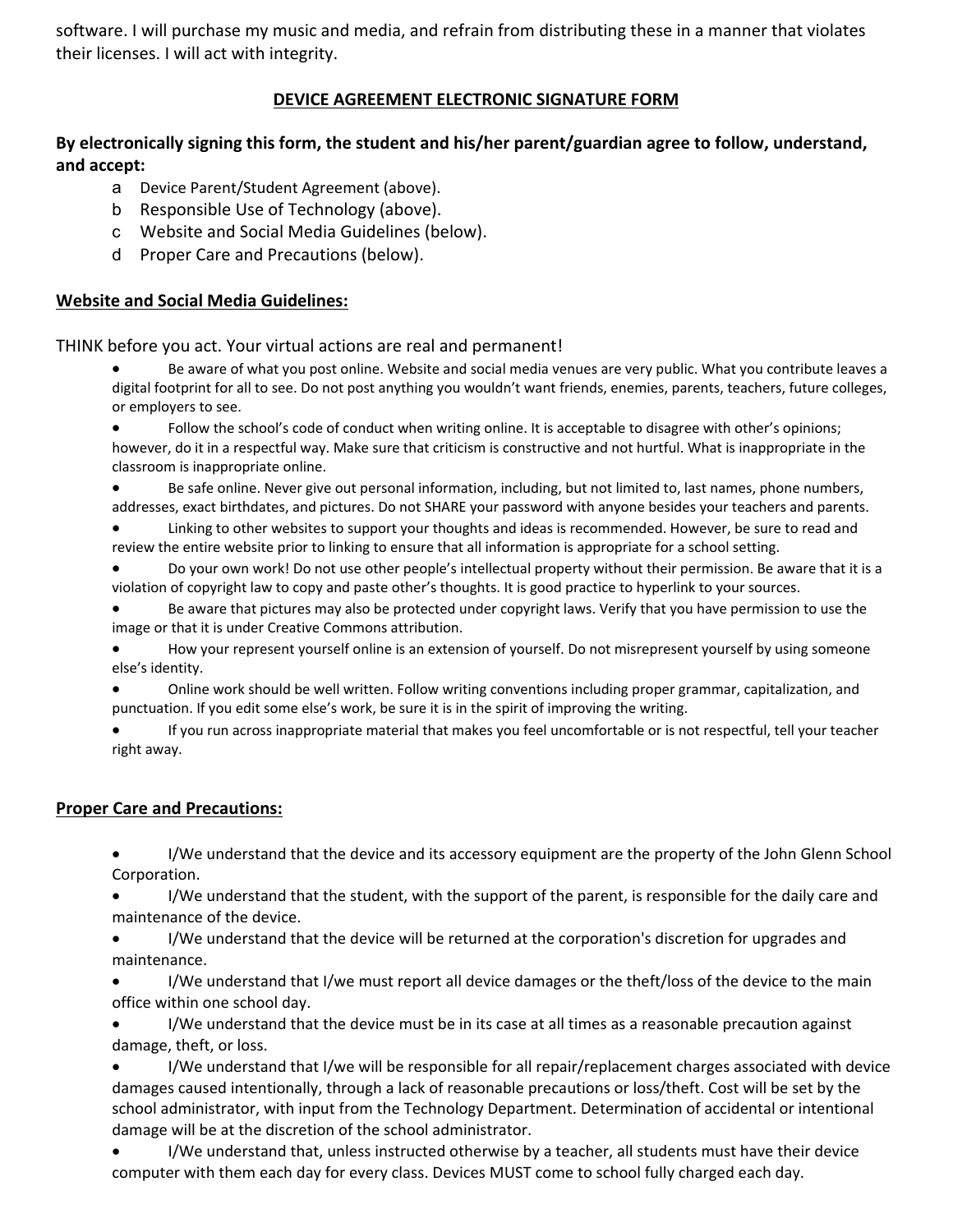software. I will purchase my music and media, and refrain from distributing these in a manner that violates their licenses. I will act with integrity.

## DEVICE AGREEMENT ELECTRONIC SIGNATURE FORM

**By electronically signing this form, the student and his/her parent/guardian agree to follow, understand, and accept:**

a. Device Parent/Student Agreement (above).
b. Responsible Use of Technology (above).
c. Website and Social Media Guidelines (below).
d. Proper Care and Precautions (below).

### Website and Social Media Guidelines:

THINK before you act. Your virtual actions are real and permanent!

- Be aware of what you post online. Website and social media venues are very public. What you contribute leaves a digital footprint for all to see. Do not post anything you wouldn't want friends, enemies, parents, teachers, future colleges, or employers to see.
- Follow the school's code of conduct when writing online. It is acceptable to disagree with other's opinions; however, do it in a respectful way. Make sure that criticism is constructive and not hurtful. What is inappropriate in the classroom is inappropriate online.
- Be safe online. Never give out personal information, including, but not limited to, last names, phone numbers, addresses, exact birthdates, and pictures. Do not SHARE your password with anyone besides your teachers and parents.
- Linking to other websites to support your thoughts and ideas is recommended. However, be sure to read and review the entire website prior to linking to ensure that all information is appropriate for a school setting.
- Do your own work! Do not use other people's intellectual property without their permission. Be aware that it is a violation of copyright law to copy and paste other's thoughts. It is good practice to hyperlink to your sources.
- Be aware that pictures may also be protected under copyright laws. Verify that you have permission to use the image or that it is under Creative Commons attribution.
- How your represent yourself online is an extension of yourself. Do not misrepresent yourself by using someone else's identity.
- Online work should be well written. Follow writing conventions including proper grammar, capitalization, and punctuation. If you edit some else's work, be sure it is in the spirit of improving the writing.
- If you run across inappropriate material that makes you feel uncomfortable or is not respectful, tell your teacher right away.

### Proper Care and Precautions:

- I/We understand that the device and its accessory equipment are the property of the John Glenn School Corporation.
- I/We understand that the student, with the support of the parent, is responsible for the daily care and maintenance of the device.
- I/We understand that the device will be returned at the corporation's discretion for upgrades and maintenance.
- I/We understand that I/we must report all device damages or the theft/loss of the device to the main office within one school day.
- I/We understand that the device must be in its case at all times as a reasonable precaution against damage, theft, or loss.
- I/We understand that I/we will be responsible for all repair/replacement charges associated with device damages caused intentionally, through a lack of reasonable precautions or loss/theft. Cost will be set by the school administrator, with input from the Technology Department. Determination of accidental or intentional damage will be at the discretion of the school administrator.
- I/We understand that, unless instructed otherwise by a teacher, all students must have their device computer with them each day for every class. Devices MUST come to school fully charged each day.